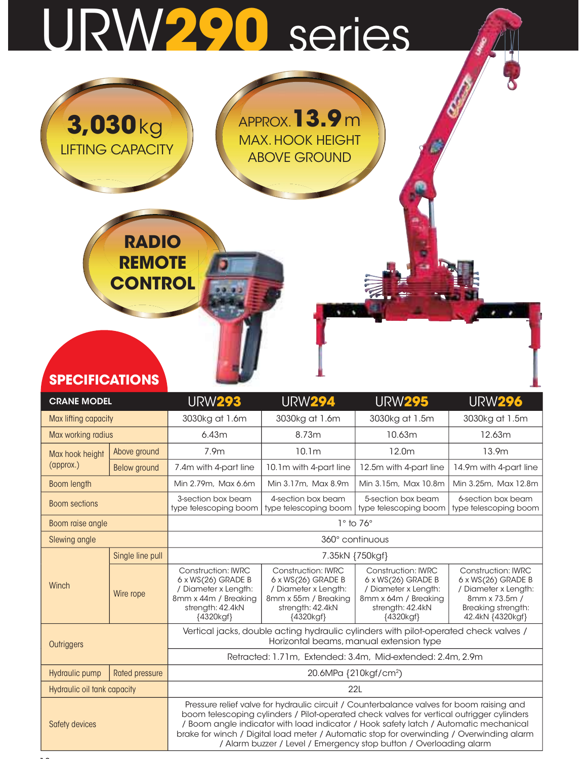# URW290 series

**3,030kg** LIFTING CAPACITY

APPROX. **13.9m** MAX. HOOK HEIGHT ABOVE GROUND

**RADIO REMOTE CONTROL**

## SPECIFICATIONS

| CRANE MODEL | | URW293 | URW294 | URW295 | URW296 |
|---|---|---|---|---|---|
| Max lifting capacity | | 3030kg at 1.6m | 3030kg at 1.6m | 3030kg at 1.5m | 3030kg at 1.5m |
| Max working radius | | 6.43m | 8.73m | 10.63m | 12.63m |
| Max hook height (approx.) | Above ground | 7.9m | 10.1m | 12.0m | 13.9m |
| | Below ground | 7.4m with 4-part line | 10.1m with 4-part line | 12.5m with 4-part line | 14.9m with 4-part line |
| Boom length | | Min 2.79m, Max 6.6m | Min 3.17m, Max 8.9m | Min 3.15m, Max 10.8m | Min 3.25m, Max 12.8m |
| Boom sections | | 3-section box beam type telescoping boom | 4-section box beam type telescoping boom | 5-section box beam type telescoping boom | 6-section box beam type telescoping boom |
| Boom raise angle | | 1° to 76° | | | |
| Slewing angle | | 360° continuous | | | |
| Winch | Single line pull | 7.35kN {750kgf} | | | |
| | Wire rope | Construction: IWRC 6 x WS(26) GRADE B / Diameter x Length: 8mm x 44m / Breaking strength: 42.4kN {4320kgf} | Construction: IWRC 6 x WS(26) GRADE B / Diameter x Length: 8mm x 55m / Breaking strength: 42.4kN {4320kgf} | Construction: IWRC 6 x WS(26) GRADE B / Diameter x Length: 8mm x 64m / Breaking strength: 42.4kN {4320kgf} | Construction: IWRC 6 x WS(26) GRADE B / Diameter x Length: 8mm x 73.5m / Breaking strength: 42.4kN {4320kgf} |
| Outriggers | | Vertical jacks, double acting hydraulic cylinders with pilot-operated check valves / Horizontal beams, manual extension type | | | |
| | | Retracted: 1.71m, Extended: 3.4m, Mid-extended: 2.4m, 2.9m | | | |
| Hydraulic pump | Rated pressure | 20.6MPa {210kgf/cm²} | | | |
| Hydraulic oil tank capacity | | 22L | | | |
| Safety devices | | Pressure relief valve for hydraulic circuit / Counterbalance valves for boom raising and boom telescoping cylinders / Pilot-operated check valves for vertical outrigger cylinders / Boom angle indicator with load indicator / Hook safety latch / Automatic mechanical brake for winch / Digital load meter / Automatic stop for overwinding / Overwinding alarm / Alarm buzzer / Level / Emergency stop button / Overloading alarm | | | |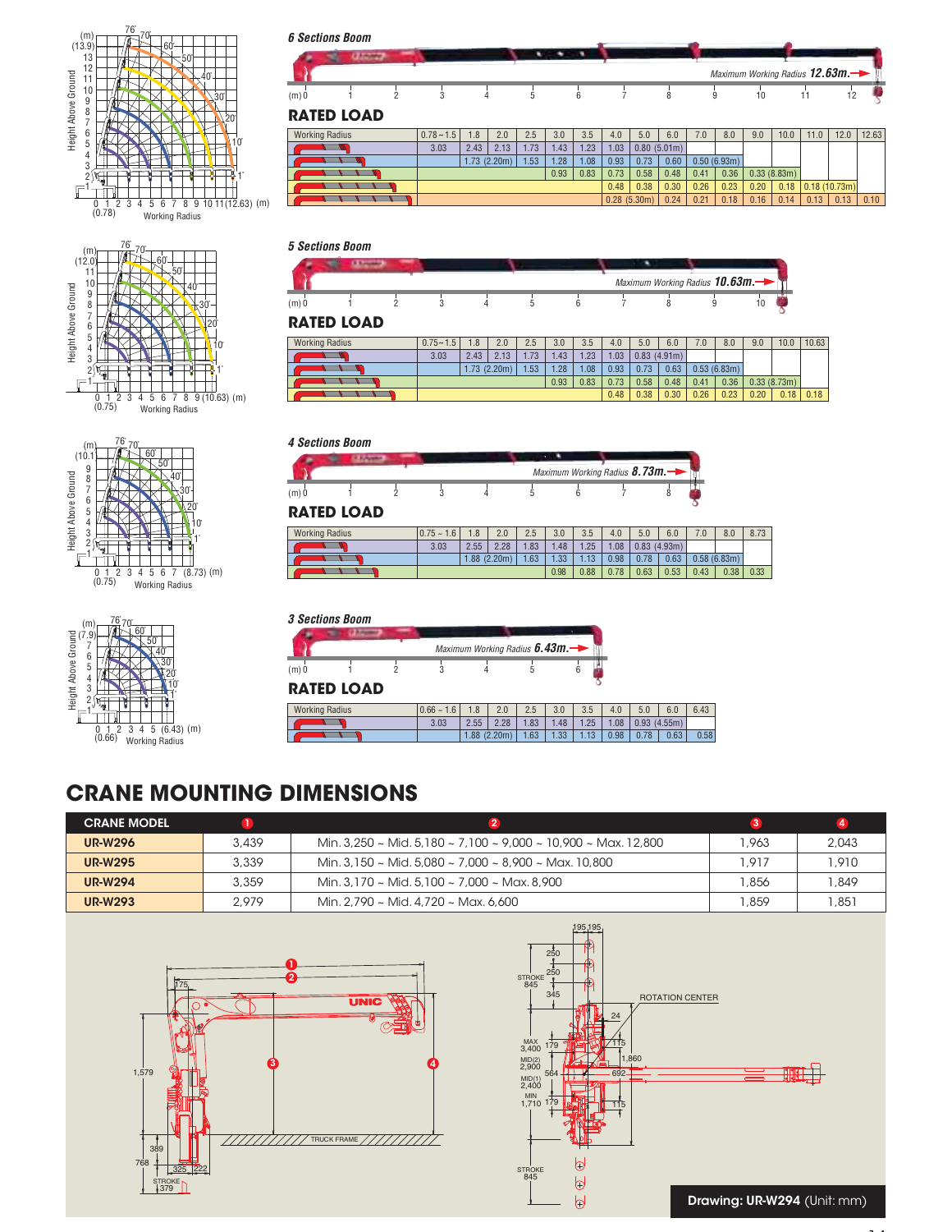## 6 Sections Boom

*Maximum Working Radius* ***12.63m.***

### RATED LOAD

| Working Radius | 0.78 ~ 1.5 | 1.8 | 2.0 | 2.5 | 3.0 | 3.5 | 4.0 | 5.0 | 6.0 | 7.0 | 8.0 | 9.0 | 10.0 | 11.0 | 12.0 | 12.63 |
|---|---|---|---|---|---|---|---|---|---|---|---|---|---|---|---|---|
| | 3.03 | 2.43 | 2.13 | 1.73 | 1.43 | 1.23 | 1.03 | 0.80 (5.01m) | | | | | | | | |
| | | 1.73 (2.20m) | | 1.53 | 1.28 | 1.08 | 0.93 | 0.73 | 0.60 | 0.50 (6.93m) | | | | | | |
| | | | | | 0.93 | 0.83 | 0.73 | 0.58 | 0.48 | 0.41 | 0.36 | 0.33 (8.83m) | | | | |
| | | | | | | | 0.48 | 0.38 | 0.30 | 0.26 | 0.23 | 0.20 | 0.18 | 0.18 (10.73m) | | |
| | | | | | | | 0.28 (5.30m) | | 0.24 | 0.21 | 0.18 | 0.16 | 0.14 | 0.13 | 0.13 | 0.10 |

## 5 Sections Boom

*Maximum Working Radius* ***10.63m.***

### RATED LOAD

| Working Radius | 0.75 ~ 1.5 | 1.8 | 2.0 | 2.5 | 3.0 | 3.5 | 4.0 | 5.0 | 6.0 | 7.0 | 8.0 | 9.0 | 10.0 | 10.63 |
|---|---|---|---|---|---|---|---|---|---|---|---|---|---|---|
| | 3.03 | 2.43 | 2.13 | 1.73 | 1.43 | 1.23 | 1.03 | 0.83 (4.91m) | | | | | | |
| | | 1.73 (2.20m) | | 1.53 | 1.28 | 1.08 | 0.93 | 0.73 | 0.63 | 0.53 (6.83m) | | | | |
| | | | | | 0.93 | 0.83 | 0.73 | 0.58 | 0.48 | 0.41 | 0.36 | 0.33 (8.73m) | | |
| | | | | | | | 0.48 | 0.38 | 0.30 | 0.26 | 0.23 | 0.20 | 0.18 | 0.18 |

## 4 Sections Boom

*Maximum Working Radius* ***8.73m.***

### RATED LOAD

| Working Radius | 0.75 ~ 1.6 | 1.8 | 2.0 | 2.5 | 3.0 | 3.5 | 4.0 | 5.0 | 6.0 | 7.0 | 8.0 | 8.73 |
|---|---|---|---|---|---|---|---|---|---|---|---|---|
| | 3.03 | 2.55 | 2.28 | 1.83 | 1.48 | 1.25 | 1.08 | 0.83 (4.93m) | | | | |
| | | 1.88 (2.20m) | | 1.63 | 1.33 | 1.13 | 0.98 | 0.78 | 0.63 | 0.58 (6.83m) | | |
| | | | | | 0.98 | 0.88 | 0.78 | 0.63 | 0.53 | 0.43 | 0.38 | 0.33 |

## 3 Sections Boom

*Maximum Working Radius* ***6.43m.***

### RATED LOAD

| Working Radius | 0.66 ~ 1.6 | 1.8 | 2.0 | 2.5 | 3.0 | 3.5 | 4.0 | 5.0 | 6.0 | 6.43 |
|---|---|---|---|---|---|---|---|---|---|---|
| | 3.03 | 2.55 | 2.28 | 1.83 | 1.48 | 1.25 | 1.08 | 0.93 (4.55m) | | |
| | | 1.88 (2.20m) | | 1.63 | 1.33 | 1.13 | 0.98 | 0.78 | 0.63 | 0.58 |

# CRANE MOUNTING DIMENSIONS

| CRANE MODEL | 1 | 2 | 3 | 4 |
|---|---|---|---|---|
| **UR-W296** | 3,439 | Min. 3,250 ~ Mid. 5,180 ~ 7,100 ~ 9,000 ~ 10,900 ~ Max. 12,800 | 1,963 | 2,043 |
| **UR-W295** | 3,339 | Min. 3,150 ~ Mid. 5,080 ~ 7,000 ~ 8,900 ~ Max. 10,800 | 1,917 | 1,910 |
| **UR-W294** | 3,359 | Min. 3,170 ~ Mid. 5,100 ~ 7,000 ~ Max. 8,900 | 1,856 | 1,849 |
| **UR-W293** | 2,979 | Min. 2,790 ~ Mid. 4,720 ~ Max. 6,600 | 1,859 | 1,851 |

**Drawing: UR-W294** (Unit: mm)